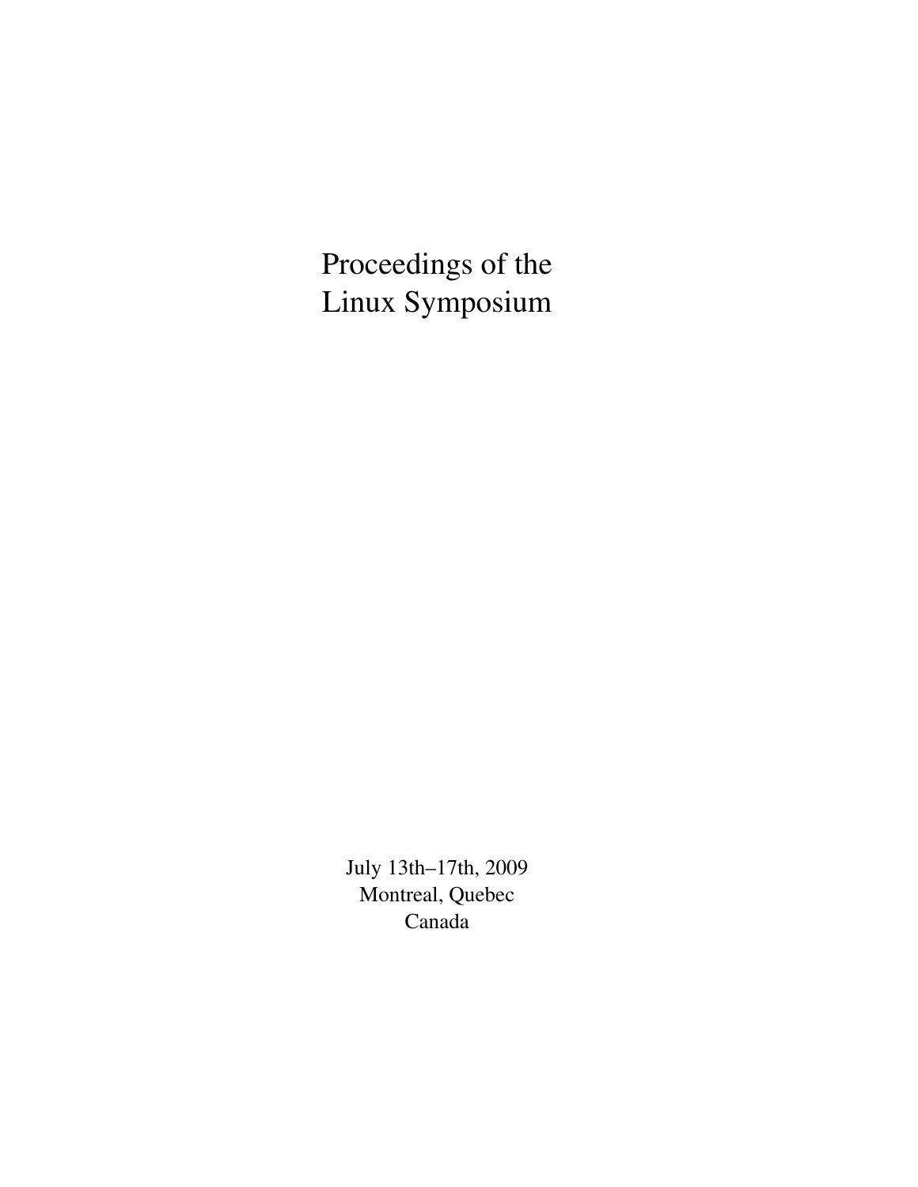# Proceedings of the Linux Symposium

July 13th–17th, 2009
Montreal, Quebec
Canada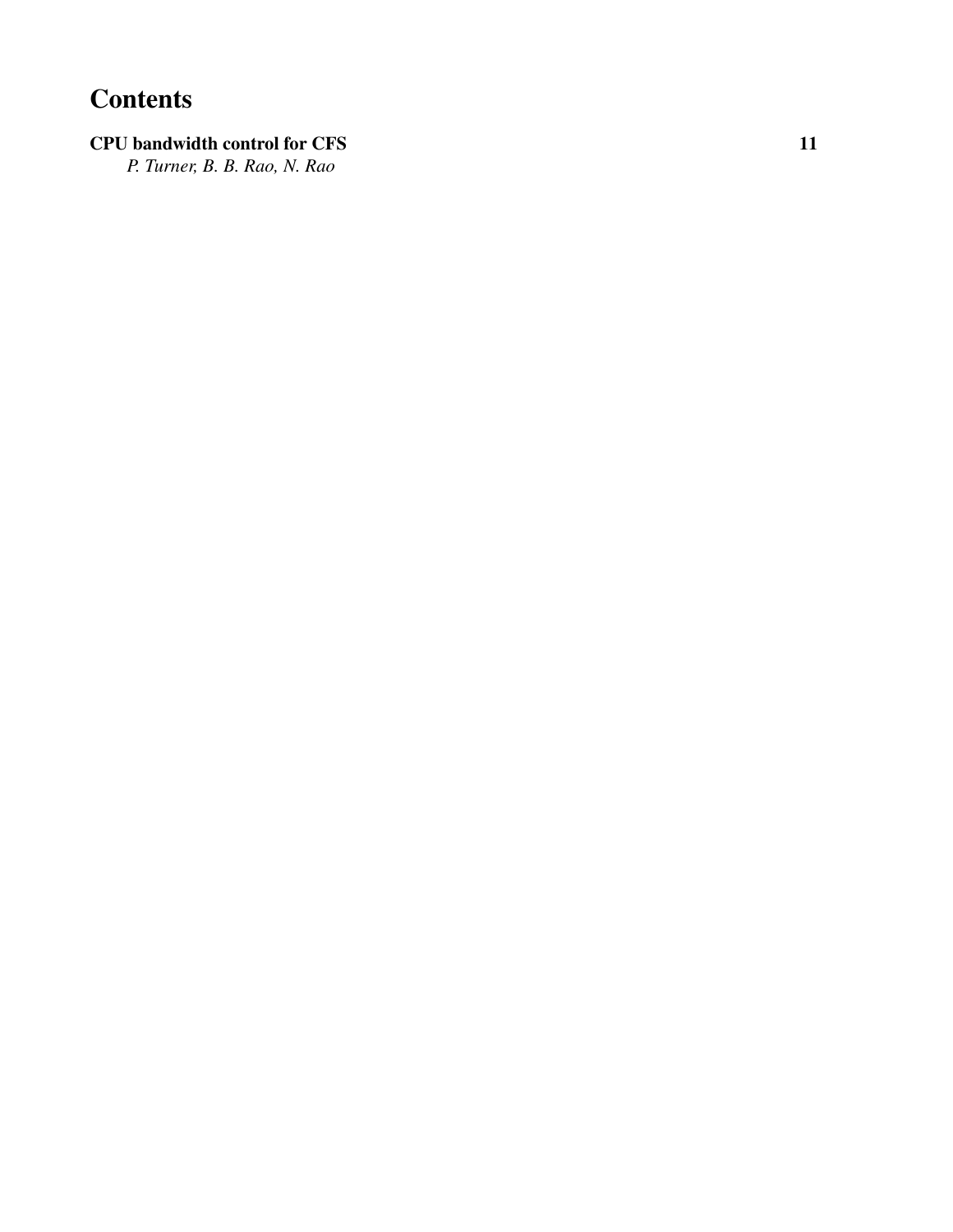# Contents

**CPU bandwidth control for CFS** **11**
*P. Turner, B. B. Rao, N. Rao*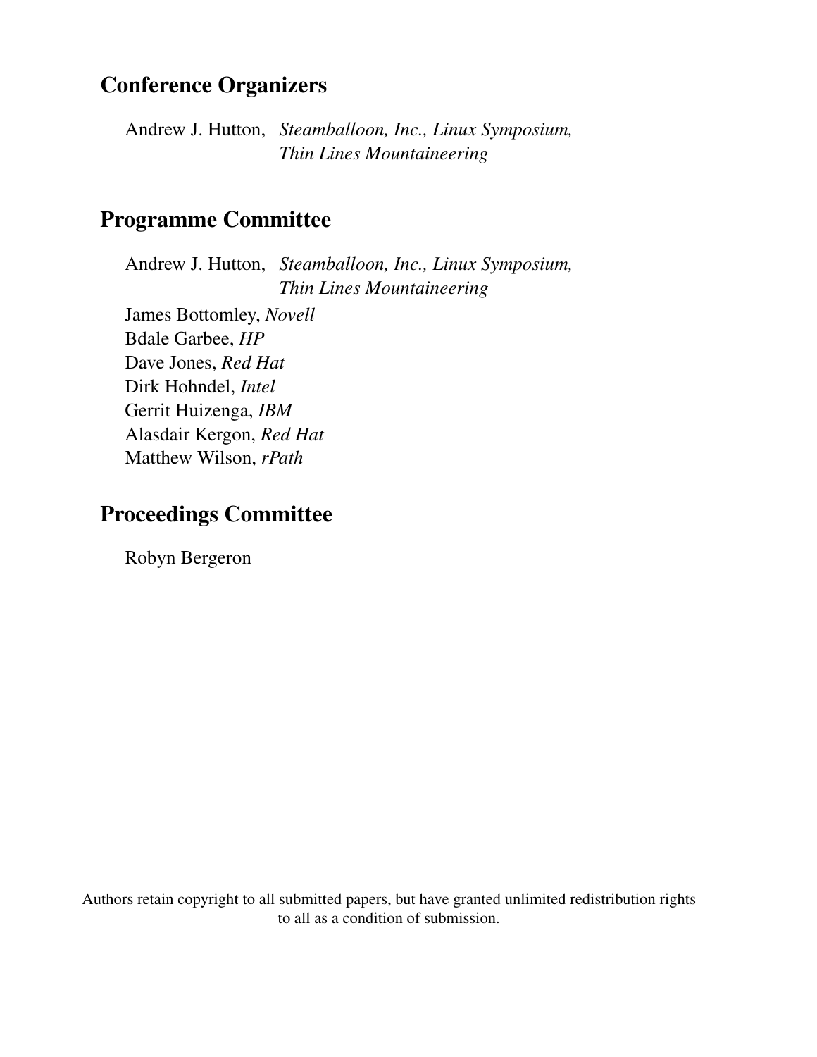## Conference Organizers

Andrew J. Hutton, *Steamballoon, Inc., Linux Symposium, Thin Lines Mountaineering*

## Programme Committee

Andrew J. Hutton, *Steamballoon, Inc., Linux Symposium, Thin Lines Mountaineering*

James Bottomley, *Novell*
Bdale Garbee, *HP*
Dave Jones, *Red Hat*
Dirk Hohndel, *Intel*
Gerrit Huizenga, *IBM*
Alasdair Kergon, *Red Hat*
Matthew Wilson, *rPath*

## Proceedings Committee

Robyn Bergeron

Authors retain copyright to all submitted papers, but have granted unlimited redistribution rights to all as a condition of submission.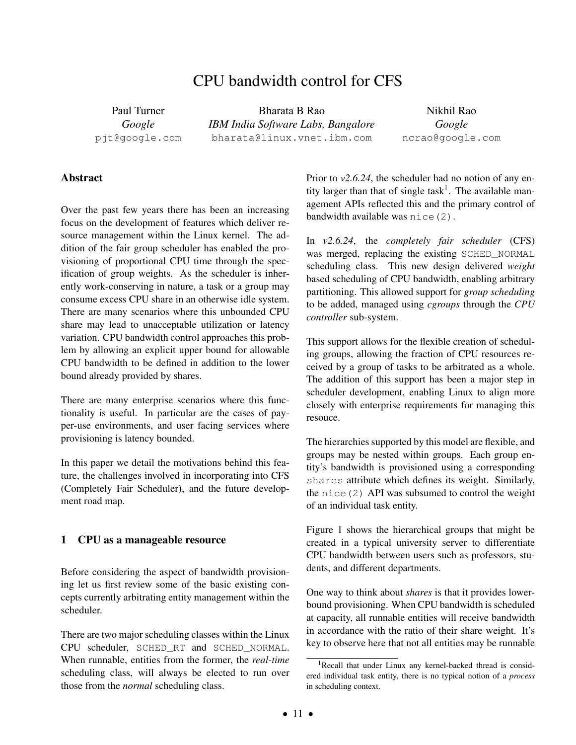# CPU bandwidth control for CFS

Paul Turner
*Google*
pjt@google.com

Bharata B Rao
*IBM India Software Labs, Bangalore*
bharata@linux.vnet.ibm.com

Nikhil Rao
*Google*
ncrao@google.com

## Abstract

Over the past few years there has been an increasing focus on the development of features which deliver resource management within the Linux kernel. The addition of the fair group scheduler has enabled the provisioning of proportional CPU time through the specification of group weights. As the scheduler is inherently work-conserving in nature, a task or a group may consume excess CPU share in an otherwise idle system. There are many scenarios where this unbounded CPU share may lead to unacceptable utilization or latency variation. CPU bandwidth control approaches this problem by allowing an explicit upper bound for allowable CPU bandwidth to be defined in addition to the lower bound already provided by shares.

There are many enterprise scenarios where this functionality is useful. In particular are the cases of pay-per-use environments, and user facing services where provisioning is latency bounded.

In this paper we detail the motivations behind this feature, the challenges involved in incorporating into CFS (Completely Fair Scheduler), and the future development road map.

## 1 CPU as a manageable resource

Before considering the aspect of bandwidth provisioning let us first review some of the basic existing concepts currently arbitrating entity management within the scheduler.

There are two major scheduling classes within the Linux CPU scheduler, `SCHED_RT` and `SCHED_NORMAL`. When runnable, entities from the former, the *real-time* scheduling class, will always be elected to run over those from the *normal* scheduling class.

Prior to *v2.6.24*, the scheduler had no notion of any entity larger than that of single task[1]. The available management APIs reflected this and the primary control of bandwidth available was `nice(2)`.

In *v2.6.24*, the *completely fair scheduler* (CFS) was merged, replacing the existing `SCHED_NORMAL` scheduling class. This new design delivered *weight* based scheduling of CPU bandwidth, enabling arbitrary partitioning. This allowed support for *group scheduling* to be added, managed using *cgroups* through the *CPU controller* sub-system.

This support allows for the flexible creation of scheduling groups, allowing the fraction of CPU resources received by a group of tasks to be arbitrated as a whole. The addition of this support has been a major step in scheduler development, enabling Linux to align more closely with enterprise requirements for managing this resouce.

The hierarchies supported by this model are flexible, and groups may be nested within groups. Each group entity's bandwidth is provisioned using a corresponding `shares` attribute which defines its weight. Similarly, the `nice(2)` API was subsumed to control the weight of an individual task entity.

Figure 1 shows the hierarchical groups that might be created in a typical university server to differentiate CPU bandwidth between users such as professors, students, and different departments.

One way to think about *shares* is that it provides lower-bound provisioning. When CPU bandwidth is scheduled at capacity, all runnable entities will receive bandwidth in accordance with the ratio of their share weight. It's key to observe here that not all entities may be runnable

[1] Recall that under Linux any kernel-backed thread is considered individual task entity, there is no typical notion of a *process* in scheduling context.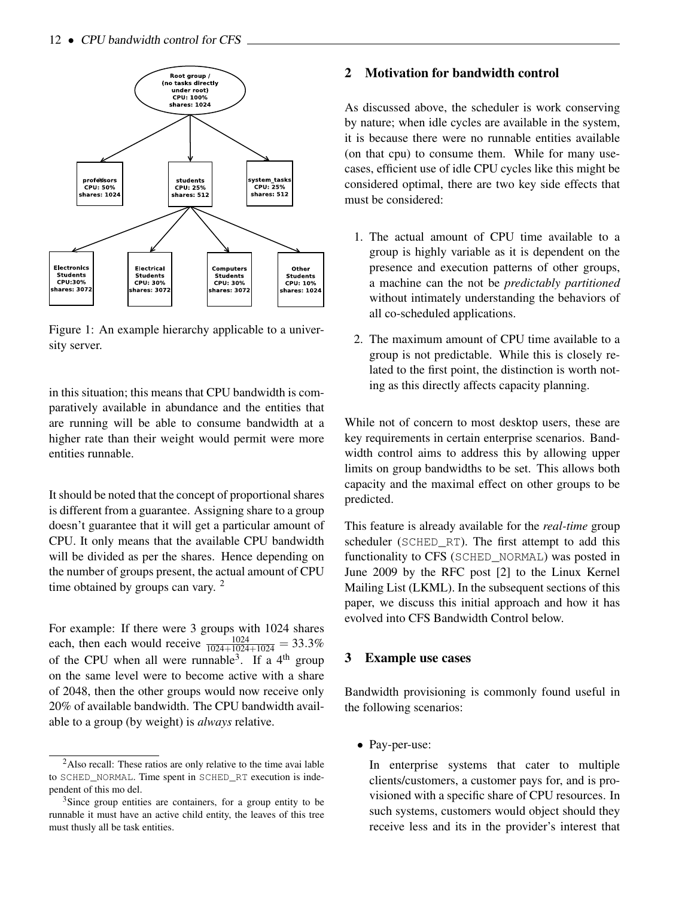Root group /
(no tasks directly under root)
CPU: 100%
shares: 1024

professors
CPU: 50%
shares: 1024

students
CPU: 25%
shares: 512

system_tasks
CPU: 25%
shares: 512

Electronics Students
CPU:30%
shares: 3072

Electrical Students
CPU: 30%
shares: 3072

Computers Students
CPU: 30%
shares: 3072

Other Students
CPU: 10%
shares: 1024

Figure 1: An example hierarchy applicable to a university server.

in this situation; this means that CPU bandwidth is comparatively available in abundance and the entities that are running will be able to consume bandwidth at a higher rate than their weight would permit were more entities runnable.

It should be noted that the concept of proportional shares is different from a guarantee. Assigning share to a group doesn't guarantee that it will get a particular amount of CPU. It only means that the available CPU bandwidth will be divided as per the shares. Hence depending on the number of groups present, the actual amount of CPU time obtained by groups can vary. [2]

For example: If there were 3 groups with 1024 shares each, then each would receive $\frac{1024}{1024+1024+1024} = 33.3\%$ of the CPU when all were runnable[3]. If a 4$^{\text{th}}$ group on the same level were to become active with a share of 2048, then the other groups would now receive only 20% of available bandwidth. The CPU bandwidth available to a group (by weight) is *always* relative.

[2] Also recall: These ratios are only relative to the time avai lable to SCHED_NORMAL. Time spent in SCHED_RT execution is independent of this mo del.

[3] Since group entities are containers, for a group entity to be runnable it must have an active child entity, the leaves of this tree must thusly all be task entities.

## 2 Motivation for bandwidth control

As discussed above, the scheduler is work conserving by nature; when idle cycles are available in the system, it is because there were no runnable entities available (on that cpu) to consume them. While for many use-cases, efficient use of idle CPU cycles like this might be considered optimal, there are two key side effects that must be considered:

1. The actual amount of CPU time available to a group is highly variable as it is dependent on the presence and execution patterns of other groups, a machine can the not be *predictably partitioned* without intimately understanding the behaviors of all co-scheduled applications.

2. The maximum amount of CPU time available to a group is not predictable. While this is closely related to the first point, the distinction is worth noting as this directly affects capacity planning.

While not of concern to most desktop users, these are key requirements in certain enterprise scenarios. Bandwidth control aims to address this by allowing upper limits on group bandwidths to be set. This allows both capacity and the maximal effect on other groups to be predicted.

This feature is already available for the *real-time* group scheduler (SCHED_RT). The first attempt to add this functionality to CFS (SCHED_NORMAL) was posted in June 2009 by the RFC post [2] to the Linux Kernel Mailing List (LKML). In the subsequent sections of this paper, we discuss this initial approach and how it has evolved into CFS Bandwidth Control below.

## 3 Example use cases

Bandwidth provisioning is commonly found useful in the following scenarios:

- Pay-per-use:

  In enterprise systems that cater to multiple clients/customers, a customer pays for, and is provisioned with a specific share of CPU resources. In such systems, customers would object should they receive less and its in the provider's interest that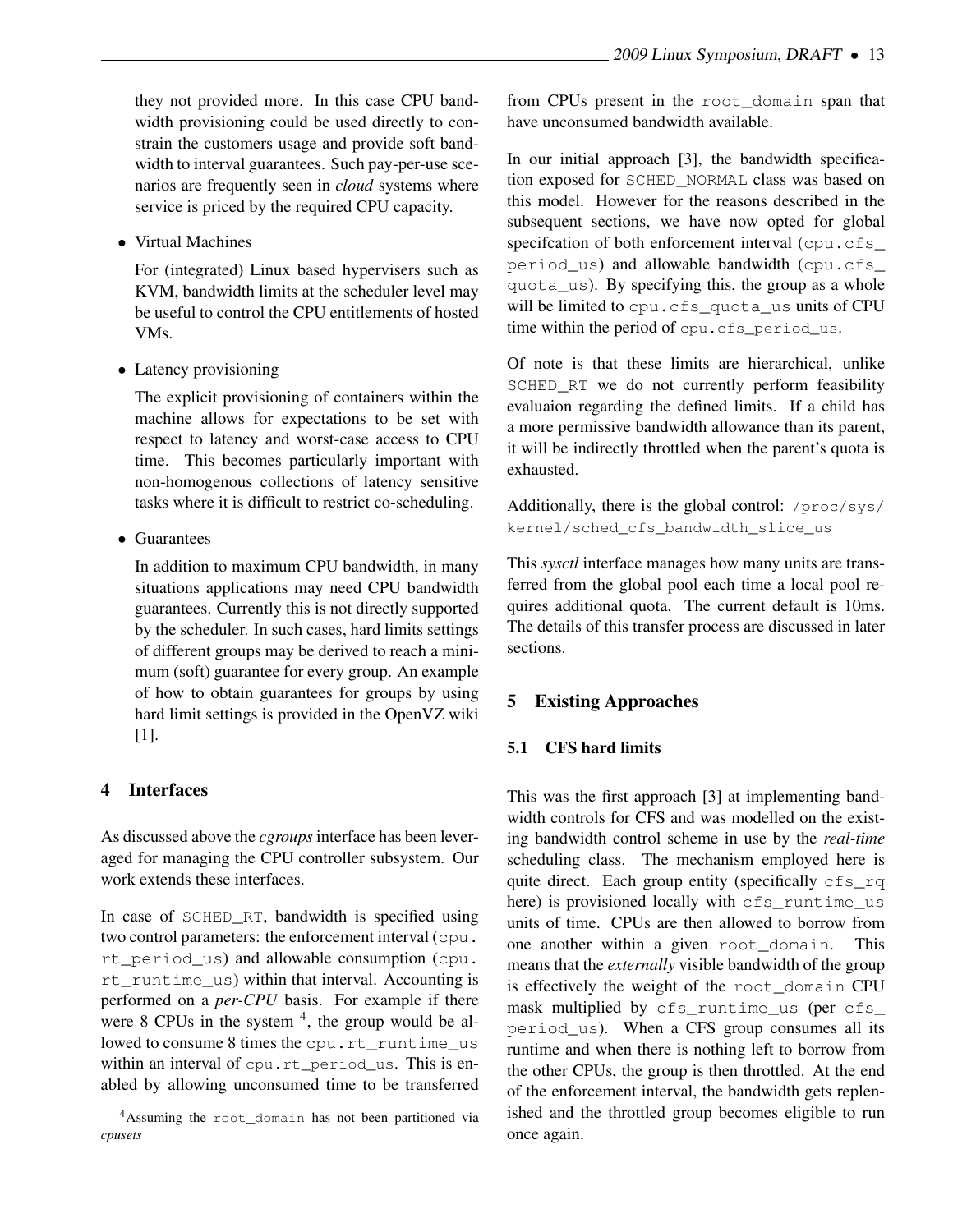they not provided more. In this case CPU bandwidth provisioning could be used directly to constrain the customers usage and provide soft bandwidth to interval guarantees. Such pay-per-use scenarios are frequently seen in *cloud* systems where service is priced by the required CPU capacity.

- Virtual Machines

  For (integrated) Linux based hypervisers such as KVM, bandwidth limits at the scheduler level may be useful to control the CPU entitlements of hosted VMs.

- Latency provisioning

  The explicit provisioning of containers within the machine allows for expectations to be set with respect to latency and worst-case access to CPU time. This becomes particularly important with non-homogenous collections of latency sensitive tasks where it is difficult to restrict co-scheduling.

- Guarantees

  In addition to maximum CPU bandwidth, in many situations applications may need CPU bandwidth guarantees. Currently this is not directly supported by the scheduler. In such cases, hard limits settings of different groups may be derived to reach a minimum (soft) guarantee for every group. An example of how to obtain guarantees for groups by using hard limit settings is provided in the OpenVZ wiki [1].

## 4 Interfaces

As discussed above the *cgroups* interface has been leveraged for managing the CPU controller subsystem. Our work extends these interfaces.

In case of `SCHED_RT`, bandwidth is specified using two control parameters: the enforcement interval (`cpu.rt_period_us`) and allowable consumption (`cpu.rt_runtime_us`) within that interval. Accounting is performed on a *per-CPU* basis. For example if there were 8 CPUs in the system [4], the group would be allowed to consume 8 times the `cpu.rt_runtime_us` within an interval of `cpu.rt_period_us`. This is enabled by allowing unconsumed time to be transferred from CPUs present in the `root_domain` span that have unconsumed bandwidth available.

In our initial approach [3], the bandwidth specification exposed for `SCHED_NORMAL` class was based on this model. However for the reasons described in the subsequent sections, we have now opted for global specifcation of both enforcement interval (`cpu.cfs_period_us`) and allowable bandwidth (`cpu.cfs_quota_us`). By specifying this, the group as a whole will be limited to `cpu.cfs_quota_us` units of CPU time within the period of `cpu.cfs_period_us`.

Of note is that these limits are hierarchical, unlike `SCHED_RT` we do not currently perform feasibility evaluaion regarding the defined limits. If a child has a more permissive bandwidth allowance than its parent, it will be indirectly throttled when the parent's quota is exhausted.

Additionally, there is the global control: `/proc/sys/kernel/sched_cfs_bandwidth_slice_us`

This *sysctl* interface manages how many units are transferred from the global pool each time a local pool requires additional quota. The current default is 10ms. The details of this transfer process are discussed in later sections.

## 5 Existing Approaches

### 5.1 CFS hard limits

This was the first approach [3] at implementing bandwidth controls for CFS and was modelled on the existing bandwidth control scheme in use by the *real-time* scheduling class. The mechanism employed here is quite direct. Each group entity (specifically `cfs_rq` here) is provisioned locally with `cfs_runtime_us` units of time. CPUs are then allowed to borrow from one another within a given `root_domain`. This means that the *externally* visible bandwidth of the group is effectively the weight of the `root_domain` CPU mask multiplied by `cfs_runtime_us` (per `cfs_period_us`). When a CFS group consumes all its runtime and when there is nothing left to borrow from the other CPUs, the group is then throttled. At the end of the enforcement interval, the bandwidth gets replenished and the throttled group becomes eligible to run once again.

[4] Assuming the `root_domain` has not been partitioned via *cpusets*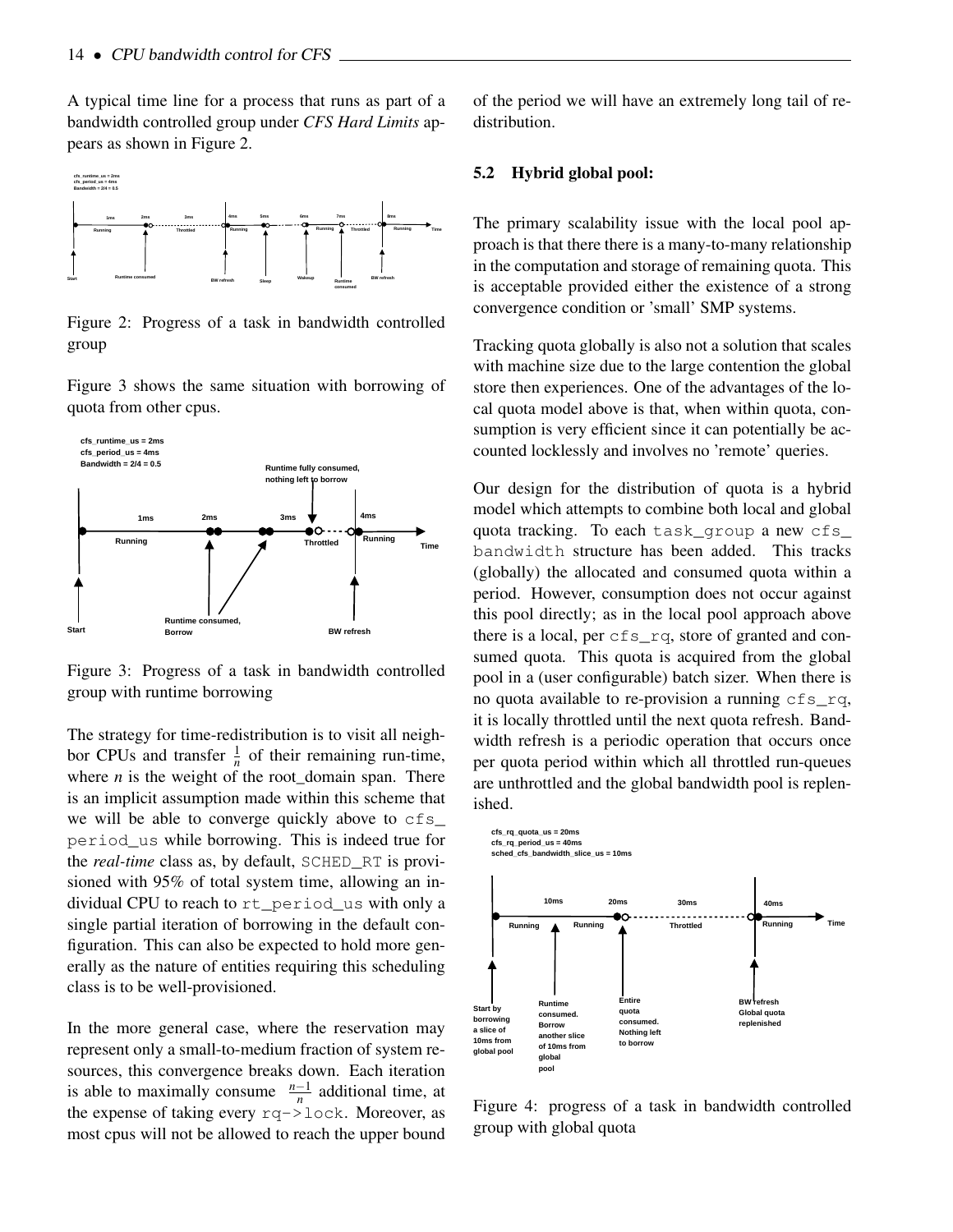A typical time line for a process that runs as part of a bandwidth controlled group under *CFS Hard Limits* appears as shown in Figure 2.

Figure 2: Progress of a task in bandwidth controlled group

Figure 3 shows the same situation with borrowing of quota from other cpus.

Figure 3: Progress of a task in bandwidth controlled group with runtime borrowing

The strategy for time-redistribution is to visit all neighbor CPUs and transfer $\frac{1}{n}$ of their remaining run-time, where *n* is the weight of the root_domain span. There is an implicit assumption made within this scheme that we will be able to converge quickly above to `cfs_period_us` while borrowing. This is indeed true for the *real-time* class as, by default, `SCHED_RT` is provisioned with 95% of total system time, allowing an individual CPU to reach to `rt_period_us` with only a single partial iteration of borrowing in the default configuration. This can also be expected to hold more generally as the nature of entities requiring this scheduling class is to be well-provisioned.

In the more general case, where the reservation may represent only a small-to-medium fraction of system resources, this convergence breaks down. Each iteration is able to maximally consume $\frac{n-1}{n}$ additional time, at the expense of taking every `rq->lock`. Moreover, as most cpus will not be allowed to reach the upper bound of the period we will have an extremely long tail of redistribution.

## 5.2 Hybrid global pool:

The primary scalability issue with the local pool approach is that there there is a many-to-many relationship in the computation and storage of remaining quota. This is acceptable provided either the existence of a strong convergence condition or 'small' SMP systems.

Tracking quota globally is also not a solution that scales with machine size due to the large contention the global store then experiences. One of the advantages of the local quota model above is that, when within quota, consumption is very efficient since it can potentially be accounted locklessly and involves no 'remote' queries.

Our design for the distribution of quota is a hybrid model which attempts to combine both local and global quota tracking. To each `task_group` a new `cfs_bandwidth` structure has been added. This tracks (globally) the allocated and consumed quota within a period. However, consumption does not occur against this pool directly; as in the local pool approach above there is a local, per `cfs_rq`, store of granted and consumed quota. This quota is acquired from the global pool in a (user configurable) batch sizer. When there is no quota available to re-provision a running `cfs_rq`, it is locally throttled until the next quota refresh. Bandwidth refresh is a periodic operation that occurs once per quota period within which all throttled run-queues are unthrottled and the global bandwidth pool is replenished.

Figure 4: progress of a task in bandwidth controlled group with global quota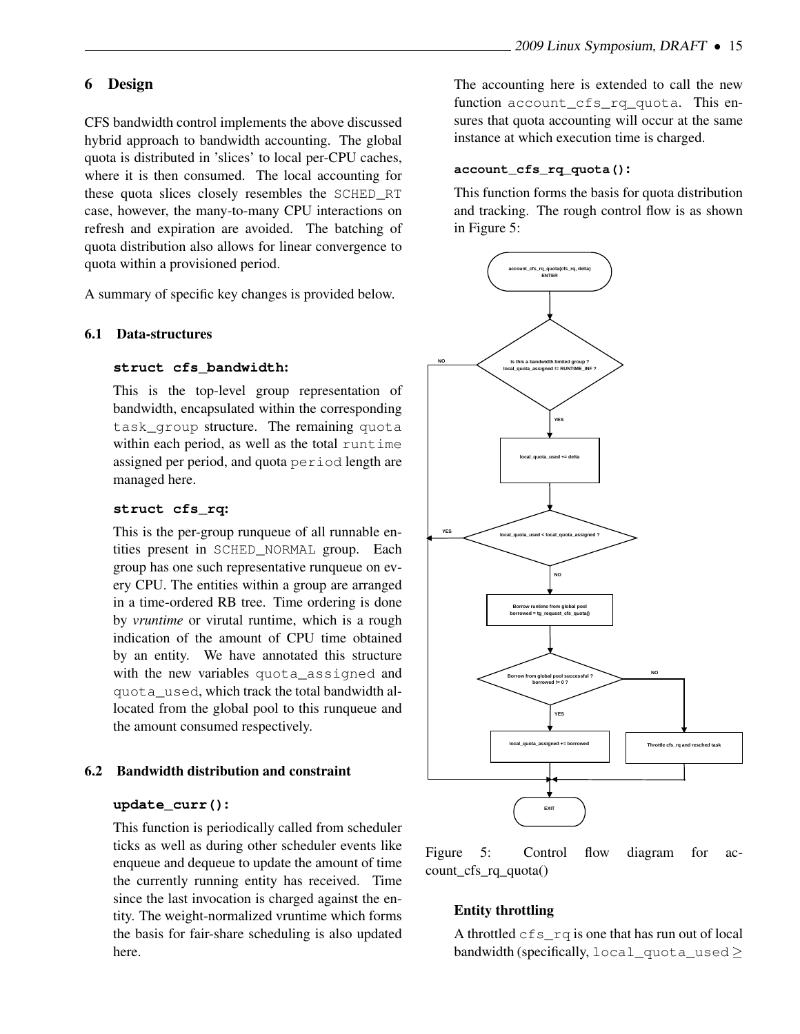## 6 Design

CFS bandwidth control implements the above discussed hybrid approach to bandwidth accounting. The global quota is distributed in 'slices' to local per-CPU caches, where it is then consumed. The local accounting for these quota slices closely resembles the SCHED_RT case, however, the many-to-many CPU interactions on refresh and expiration are avoided. The batching of quota distribution also allows for linear convergence to quota within a provisioned period.

A summary of specific key changes is provided below.

### 6.1 Data-structures

**struct cfs_bandwidth:**

This is the top-level group representation of bandwidth, encapsulated within the corresponding task_group structure. The remaining quota within each period, as well as the total runtime assigned per period, and quota period length are managed here.

**struct cfs_rq:**

This is the per-group runqueue of all runnable entities present in SCHED_NORMAL group. Each group has one such representative runqueue on every CPU. The entities within a group are arranged in a time-ordered RB tree. Time ordering is done by *vruntime* or virutal runtime, which is a rough indication of the amount of CPU time obtained by an entity. We have annotated this structure with the new variables quota_assigned and quota_used, which track the total bandwidth allocated from the global pool to this runqueue and the amount consumed respectively.

### 6.2 Bandwidth distribution and constraint

**update_curr():**

This function is periodically called from scheduler ticks as well as during other scheduler events like enqueue and dequeue to update the amount of time the currently running entity has received. Time since the last invocation is charged against the entity. The weight-normalized vruntime which forms the basis for fair-share scheduling is also updated here.

The accounting here is extended to call the new function account_cfs_rq_quota. This ensures that quota accounting will occur at the same instance at which execution time is charged.

**account_cfs_rq_quota():**

This function forms the basis for quota distribution and tracking. The rough control flow is as shown in Figure 5:

Figure 5: Control flow diagram for account_cfs_rq_quota()

**Entity throttling**

A throttled cfs_rq is one that has run out of local bandwidth (specifically, local_quota_used $\geq$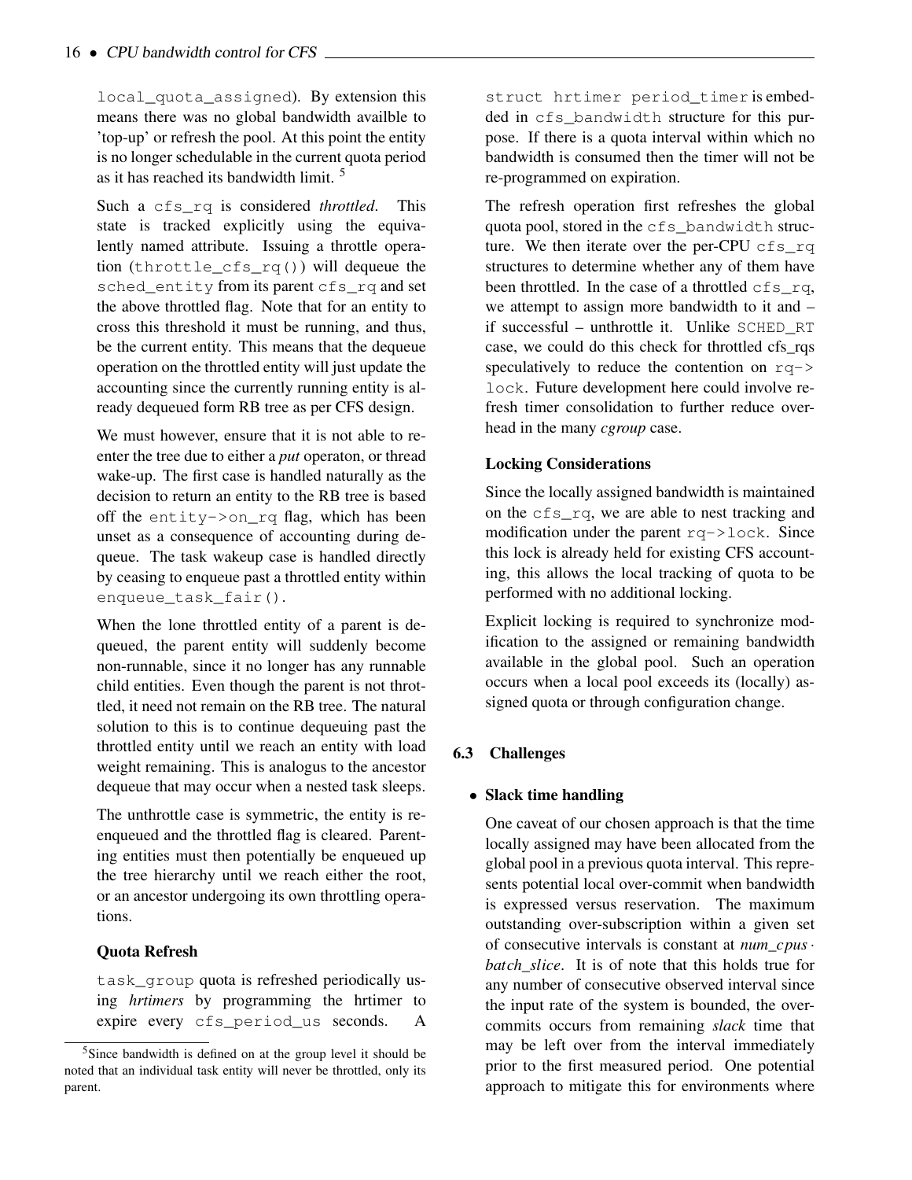local_quota_assigned). By extension this means there was no global bandwidth availble to 'top-up' or refresh the pool. At this point the entity is no longer schedulable in the current quota period as it has reached its bandwidth limit. [5]

Such a cfs_rq is considered *throttled*. This state is tracked explicitly using the equivalently named attribute. Issuing a throttle operation (throttle_cfs_rq()) will dequeue the sched_entity from its parent cfs_rq and set the above throttled flag. Note that for an entity to cross this threshold it must be running, and thus, be the current entity. This means that the dequeue operation on the throttled entity will just update the accounting since the currently running entity is already dequeued form RB tree as per CFS design.

We must however, ensure that it is not able to reenter the tree due to either a *put* operaton, or thread wake-up. The first case is handled naturally as the decision to return an entity to the RB tree is based off the entity->on_rq flag, which has been unset as a consequence of accounting during dequeue. The task wakeup case is handled directly by ceasing to enqueue past a throttled entity within enqueue_task_fair().

When the lone throttled entity of a parent is dequeued, the parent entity will suddenly become non-runnable, since it no longer has any runnable child entities. Even though the parent is not throttled, it need not remain on the RB tree. The natural solution to this is to continue dequeuing past the throttled entity until we reach an entity with load weight remaining. This is analogus to the ancestor dequeue that may occur when a nested task sleeps.

The unthrottle case is symmetric, the entity is reenqueued and the throttled flag is cleared. Parenting entities must then potentially be enqueued up the tree hierarchy until we reach either the root, or an ancestor undergoing its own throttling operations.

**Quota Refresh**

task_group quota is refreshed periodically using *hrtimers* by programming the hrtimer to expire every cfs_period_us seconds. A struct hrtimer period_timer is embedded in cfs_bandwidth structure for this purpose. If there is a quota interval within which no bandwidth is consumed then the timer will not be re-programmed on expiration.

The refresh operation first refreshes the global quota pool, stored in the cfs_bandwidth structure. We then iterate over the per-CPU cfs_rq structures to determine whether any of them have been throttled. In the case of a throttled cfs_rq, we attempt to assign more bandwidth to it and – if successful – unthrottle it. Unlike SCHED_RT case, we could do this check for throttled cfs_rqs speculatively to reduce the contention on rq->lock. Future development here could involve refresh timer consolidation to further reduce overhead in the many *cgroup* case.

**Locking Considerations**

Since the locally assigned bandwidth is maintained on the cfs_rq, we are able to nest tracking and modification under the parent rq->lock. Since this lock is already held for existing CFS accounting, this allows the local tracking of quota to be performed with no additional locking.

Explicit locking is required to synchronize modification to the assigned or remaining bandwidth available in the global pool. Such an operation occurs when a local pool exceeds its (locally) assigned quota or through configuration change.

### 6.3 Challenges

- **Slack time handling**

  One caveat of our chosen approach is that the time locally assigned may have been allocated from the global pool in a previous quota interval. This represents potential local over-commit when bandwidth is expressed versus reservation. The maximum outstanding over-subscription within a given set of consecutive intervals is constant at $num\_cpus \cdot batch\_slice$. It is of note that this holds true for any number of consecutive observed interval since the input rate of the system is bounded, the over-commits occurs from remaining *slack* time that may be left over from the interval immediately prior to the first measured period. One potential approach to mitigate this for environments where

[5] Since bandwidth is defined on at the group level it should be noted that an individual task entity will never be throttled, only its parent.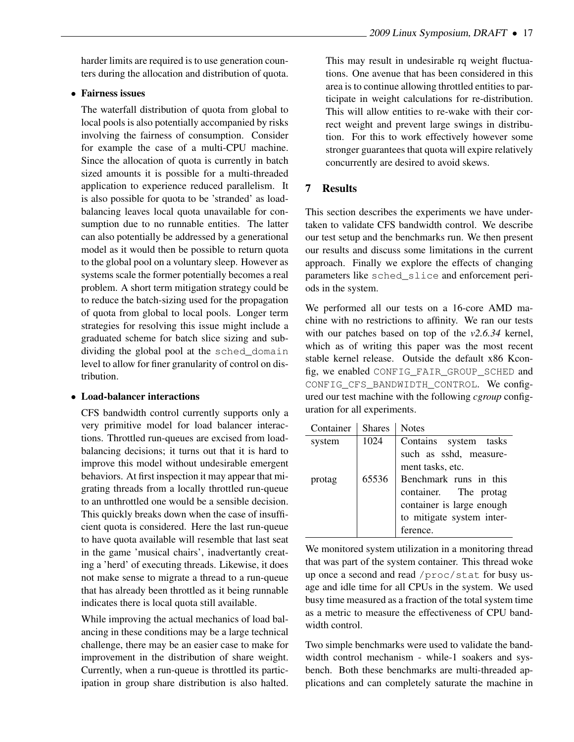harder limits are required is to use generation counters during the allocation and distribution of quota.

- **Fairness issues**

  The waterfall distribution of quota from global to local pools is also potentially accompanied by risks involving the fairness of consumption. Consider for example the case of a multi-CPU machine. Since the allocation of quota is currently in batch sized amounts it is possible for a multi-threaded application to experience reduced parallelism. It is also possible for quota to be 'stranded' as load-balancing leaves local quota unavailable for consumption due to no runnable entities. The latter can also potentially be addressed by a generational model as it would then be possible to return quota to the global pool on a voluntary sleep. However as systems scale the former potentially becomes a real problem. A short term mitigation strategy could be to reduce the batch-sizing used for the propagation of quota from global to local pools. Longer term strategies for resolving this issue might include a graduated scheme for batch slice sizing and subdividing the global pool at the `sched_domain` level to allow for finer granularity of control on distribution.

- **Load-balancer interactions**

  CFS bandwidth control currently supports only a very primitive model for load balancer interactions. Throttled run-queues are excised from load-balancing decisions; it turns out that it is hard to improve this model without undesirable emergent behaviors. At first inspection it may appear that migrating threads from a locally throttled run-queue to an unthrottled one would be a sensible decision. This quickly breaks down when the case of insufficient quota is considered. Here the last run-queue to have quota available will resemble that last seat in the game 'musical chairs', inadvertantly creating a 'herd' of executing threads. Likewise, it does not make sense to migrate a thread to a run-queue that has already been throttled as it being runnable indicates there is local quota still available.

  While improving the actual mechanics of load balancing in these conditions may be a large technical challenge, there may be an easier case to make for improvement in the distribution of share weight. Currently, when a run-queue is throttled its participation in group share distribution is also halted. This may result in undesirable rq weight fluctuations. One avenue that has been considered in this area is to continue allowing throttled entities to participate in weight calculations for re-distribution. This will allow entities to re-wake with their correct weight and prevent large swings in distribution. For this to work effectively however some stronger guarantees that quota will expire relatively concurrently are desired to avoid skews.

## 7 Results

This section describes the experiments we have undertaken to validate CFS bandwidth control. We describe our test setup and the benchmarks run. We then present our results and discuss some limitations in the current approach. Finally we explore the effects of changing parameters like `sched_slice` and enforcement periods in the system.

We performed all our tests on a 16-core AMD machine with no restrictions to affinity. We ran our tests with our patches based on top of the *v2.6.34* kernel, which as of writing this paper was the most recent stable kernel release. Outside the default x86 Kconfig, we enabled `CONFIG_FAIR_GROUP_SCHED` and `CONFIG_CFS_BANDWIDTH_CONTROL`. We configured our test machine with the following *cgroup* configuration for all experiments.

| Container | Shares | Notes |
|---|---|---|
| system | 1024 | Contains system tasks such as sshd, measurement tasks, etc. |
| protag | 65536 | Benchmark runs in this container. The protag container is large enough to mitigate system interference. |

We monitored system utilization in a monitoring thread that was part of the system container. This thread woke up once a second and read `/proc/stat` for busy usage and idle time for all CPUs in the system. We used busy time measured as a fraction of the total system time as a metric to measure the effectiveness of CPU bandwidth control.

Two simple benchmarks were used to validate the bandwidth control mechanism - while-1 soakers and sysbench. Both these benchmarks are multi-threaded applications and can completely saturate the machine in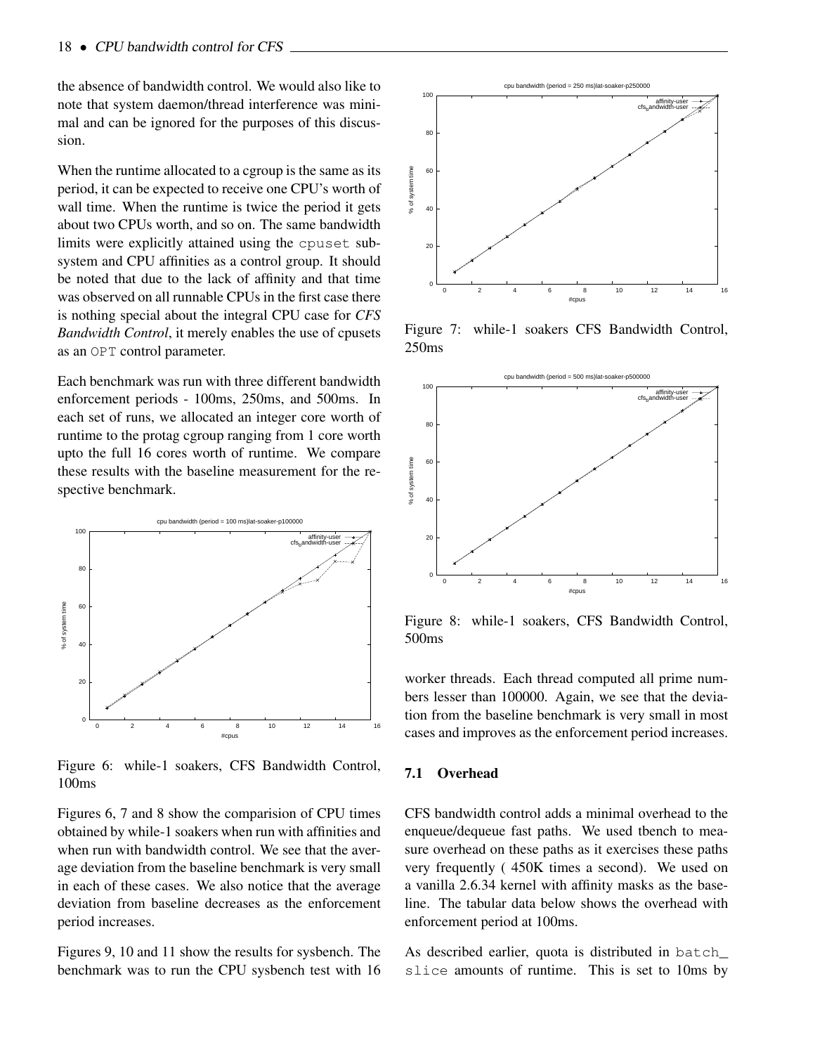the absence of bandwidth control. We would also like to note that system daemon/thread interference was minimal and can be ignored for the purposes of this discussion.

When the runtime allocated to a cgroup is the same as its period, it can be expected to receive one CPU's worth of wall time. When the runtime is twice the period it gets about two CPUs worth, and so on. The same bandwidth limits were explicitly attained using the cpuset subsystem and CPU affinities as a control group. It should be noted that due to the lack of affinity and that time was observed on all runnable CPUs in the first case there is nothing special about the integral CPU case for *CFS Bandwidth Control*, it merely enables the use of cpusets as an OPT control parameter.

Each benchmark was run with three different bandwidth enforcement periods - 100ms, 250ms, and 500ms. In each set of runs, we allocated an integer core worth of runtime to the protag cgroup ranging from 1 core worth upto the full 16 cores worth of runtime. We compare these results with the baseline measurement for the respective benchmark.

Figure 6: while-1 soakers, CFS Bandwidth Control, 100ms

Figures 6, 7 and 8 show the comparision of CPU times obtained by while-1 soakers when run with affinities and when run with bandwidth control. We see that the average deviation from the baseline benchmark is very small in each of these cases. We also notice that the average deviation from baseline decreases as the enforcement period increases.

Figures 9, 10 and 11 show the results for sysbench. The benchmark was to run the CPU sysbench test with 16

Figure 7: while-1 soakers CFS Bandwidth Control, 250ms

Figure 8: while-1 soakers, CFS Bandwidth Control, 500ms

worker threads. Each thread computed all prime numbers lesser than 100000. Again, we see that the deviation from the baseline benchmark is very small in most cases and improves as the enforcement period increases.

### 7.1 Overhead

CFS bandwidth control adds a minimal overhead to the enqueue/dequeue fast paths. We used tbench to measure overhead on these paths as it exercises these paths very frequently ( 450K times a second). We used on a vanilla 2.6.34 kernel with affinity masks as the baseline. The tabular data below shows the overhead with enforcement period at 100ms.

As described earlier, quota is distributed in batch_slice amounts of runtime. This is set to 10ms by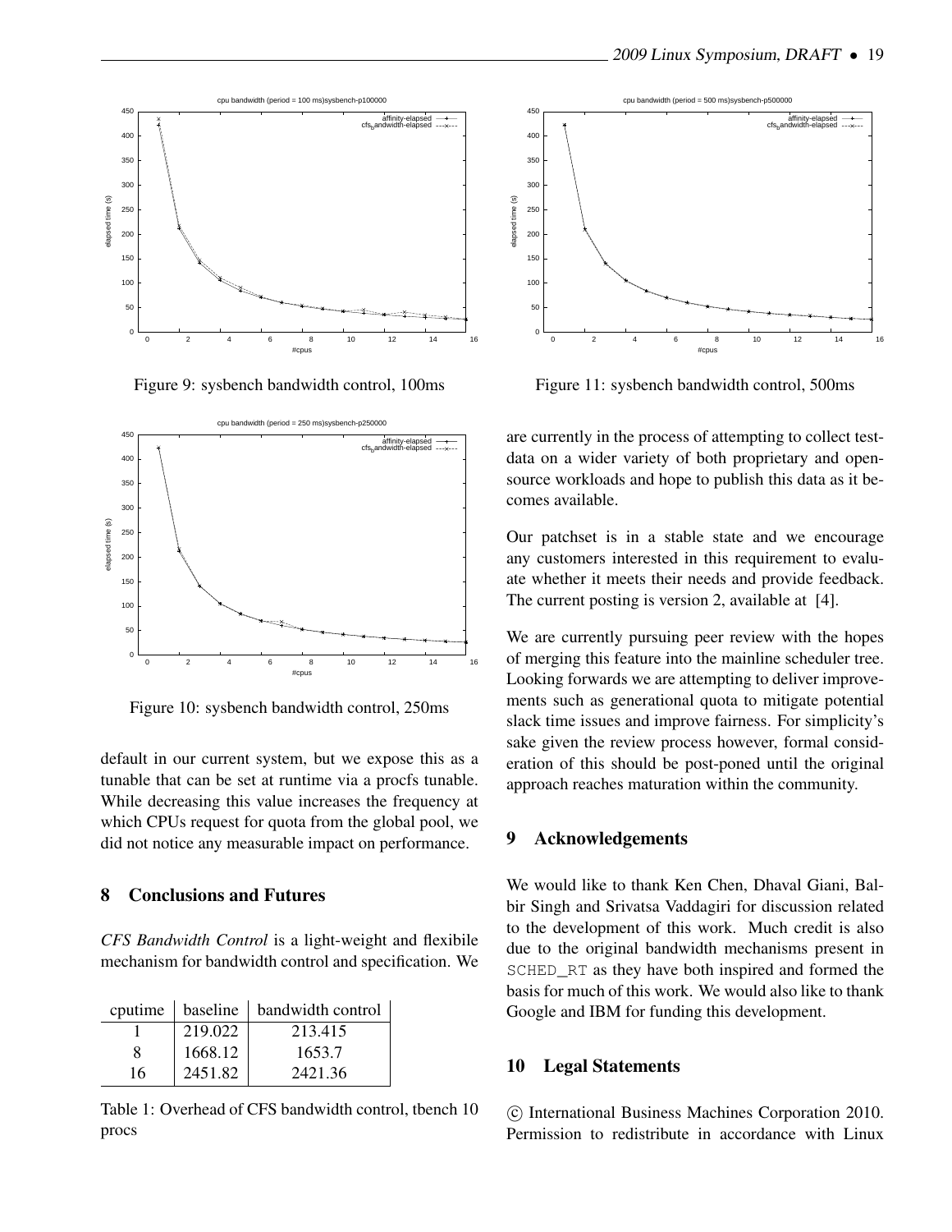Figure 9: sysbench bandwidth control, 100ms

Figure 10: sysbench bandwidth control, 250ms

default in our current system, but we expose this as a tunable that can be set at runtime via a procfs tunable. While decreasing this value increases the frequency at which CPUs request for quota from the global pool, we did not notice any measurable impact on performance.

## 8 Conclusions and Futures

*CFS Bandwidth Control* is a light-weight and flexibile mechanism for bandwidth control and specification. We are currently in the process of attempting to collect test-data on a wider variety of both proprietary and open-source workloads and hope to publish this data as it becomes available.

| cputime | baseline | bandwidth control |
|---|---|---|
| 1 | 219.022 | 213.415 |
| 8 | 1668.12 | 1653.7 |
| 16 | 2451.82 | 2421.36 |

Table 1: Overhead of CFS bandwidth control, tbench 10 procs

Figure 11: sysbench bandwidth control, 500ms

Our patchset is in a stable state and we encourage any customers interested in this requirement to evaluate whether it meets their needs and provide feedback. The current posting is version 2, available at [4].

We are currently pursuing peer review with the hopes of merging this feature into the mainline scheduler tree. Looking forwards we are attempting to deliver improvements such as generational quota to mitigate potential slack time issues and improve fairness. For simplicity's sake given the review process however, formal consideration of this should be post-poned until the original approach reaches maturation within the community.

## 9 Acknowledgements

We would like to thank Ken Chen, Dhaval Giani, Balbir Singh and Srivatsa Vaddagiri for discussion related to the development of this work. Much credit is also due to the original bandwidth mechanisms present in `SCHED_RT` as they have both inspired and formed the basis for much of this work. We would also like to thank Google and IBM for funding this development.

## 10 Legal Statements

© International Business Machines Corporation 2010. Permission to redistribute in accordance with Linux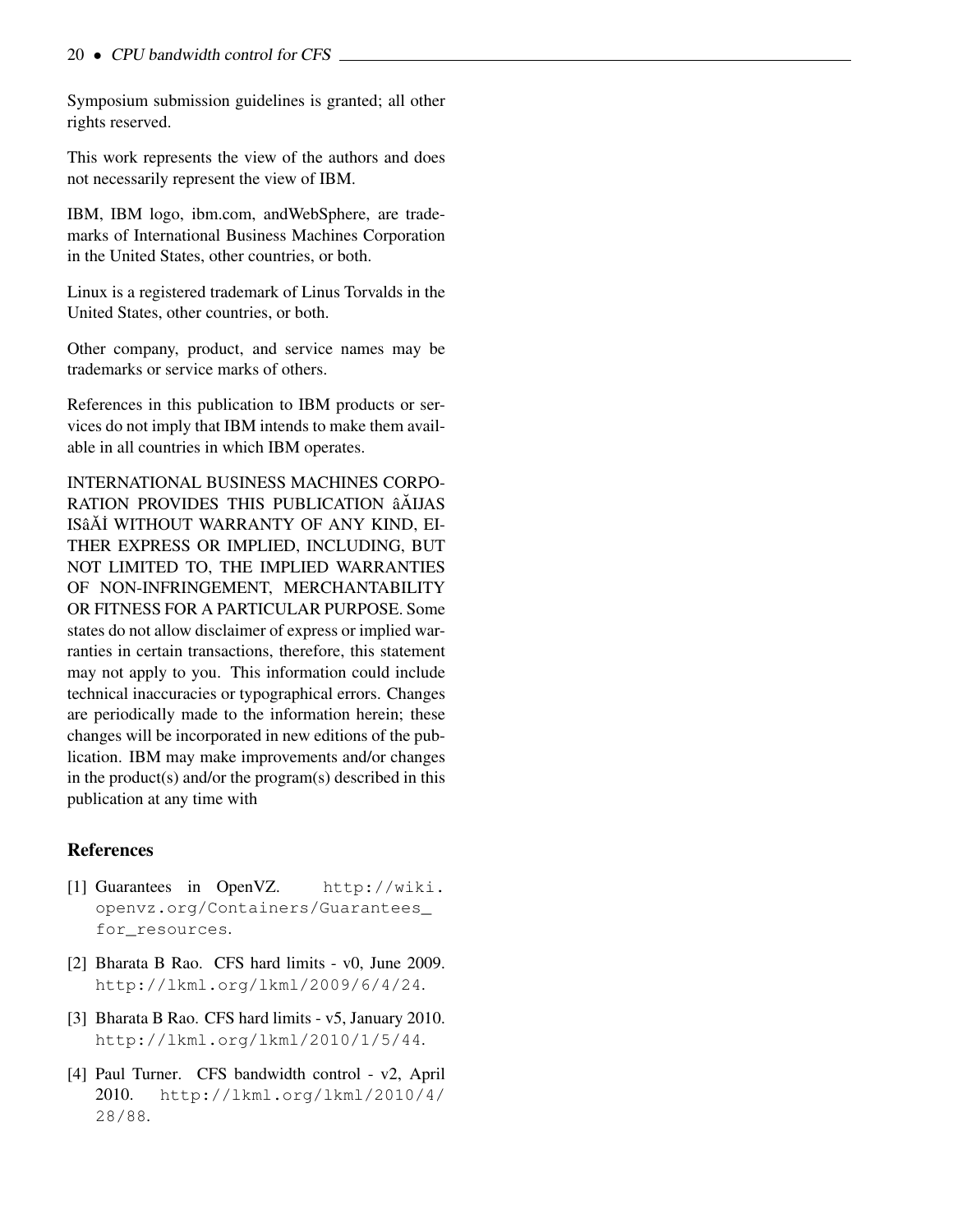Symposium submission guidelines is granted; all other rights reserved.

This work represents the view of the authors and does not necessarily represent the view of IBM.

IBM, IBM logo, ibm.com, andWebSphere, are trademarks of International Business Machines Corporation in the United States, other countries, or both.

Linux is a registered trademark of Linus Torvalds in the United States, other countries, or both.

Other company, product, and service names may be trademarks or service marks of others.

References in this publication to IBM products or services do not imply that IBM intends to make them available in all countries in which IBM operates.

INTERNATIONAL BUSINESS MACHINES CORPORATION PROVIDES THIS PUBLICATION âĂIJAS ISâĂİ WITHOUT WARRANTY OF ANY KIND, EITHER EXPRESS OR IMPLIED, INCLUDING, BUT NOT LIMITED TO, THE IMPLIED WARRANTIES OF NON-INFRINGEMENT, MERCHANTABILITY OR FITNESS FOR A PARTICULAR PURPOSE. Some states do not allow disclaimer of express or implied warranties in certain transactions, therefore, this statement may not apply to you. This information could include technical inaccuracies or typographical errors. Changes are periodically made to the information herein; these changes will be incorporated in new editions of the publication. IBM may make improvements and/or changes in the product(s) and/or the program(s) described in this publication at any time with

## References

[1] Guarantees in OpenVZ. `http://wiki.openvz.org/Containers/Guarantees_for_resources`.

[2] Bharata B Rao. CFS hard limits - v0, June 2009. `http://lkml.org/lkml/2009/6/4/24`.

[3] Bharata B Rao. CFS hard limits - v5, January 2010. `http://lkml.org/lkml/2010/1/5/44`.

[4] Paul Turner. CFS bandwidth control - v2, April 2010. `http://lkml.org/lkml/2010/4/28/88`.